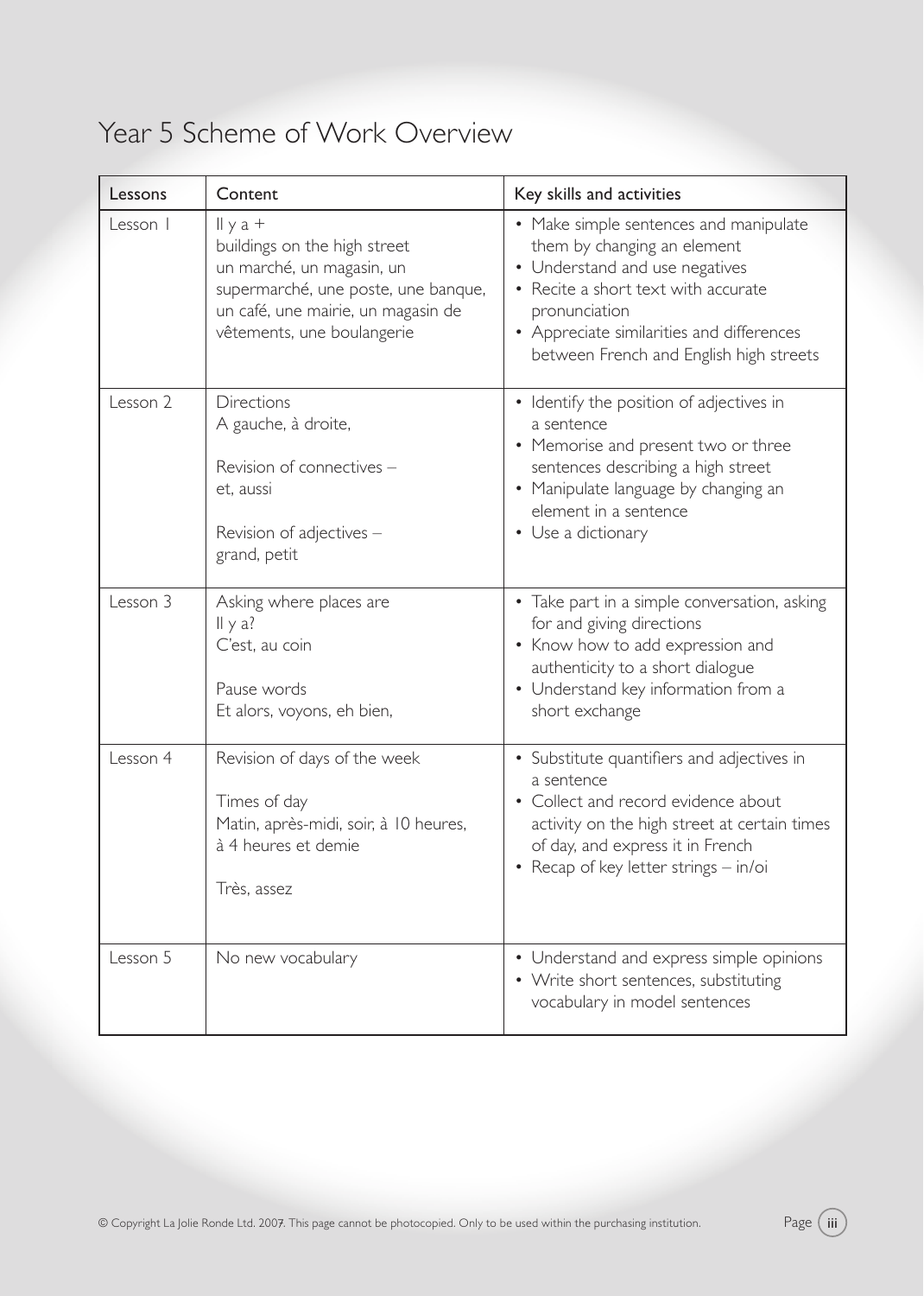# Year 5 Scheme of Work Overview

| Lessons | Content | Key skills and activities |
|---|---|---|
| Lesson 1 | Il y a +<br>buildings on the high street<br>un marché, un magasin, un supermarché, une poste, une banque, un café, une mairie, un magasin de vêtements, une boulangerie | • Make simple sentences and manipulate them by changing an element<br>• Understand and use negatives<br>• Recite a short text with accurate pronunciation<br>• Appreciate similarities and differences between French and English high streets |
| Lesson 2 | Directions<br>A gauche, à droite,<br><br>Revision of connectives –<br>et, aussi<br><br>Revision of adjectives –<br>grand, petit | • Identify the position of adjectives in a sentence<br>• Memorise and present two or three sentences describing a high street<br>• Manipulate language by changing an element in a sentence<br>• Use a dictionary |
| Lesson 3 | Asking where places are<br>Il y a?<br>C'est, au coin<br><br>Pause words<br>Et alors, voyons, eh bien, | • Take part in a simple conversation, asking for and giving directions<br>• Know how to add expression and authenticity to a short dialogue<br>• Understand key information from a short exchange |
| Lesson 4 | Revision of days of the week<br><br>Times of day<br>Matin, après-midi, soir, à 10 heures, à 4 heures et demie<br><br>Très, assez | • Substitute quantifiers and adjectives in a sentence<br>• Collect and record evidence about activity on the high street at certain times of day, and express it in French<br>• Recap of key letter strings – in/oi |
| Lesson 5 | No new vocabulary | • Understand and express simple opinions<br>• Write short sentences, substituting vocabulary in model sentences |

© Copyright La Jolie Ronde Ltd. 2007. This page cannot be photocopied. Only to be used within the purchasing institution.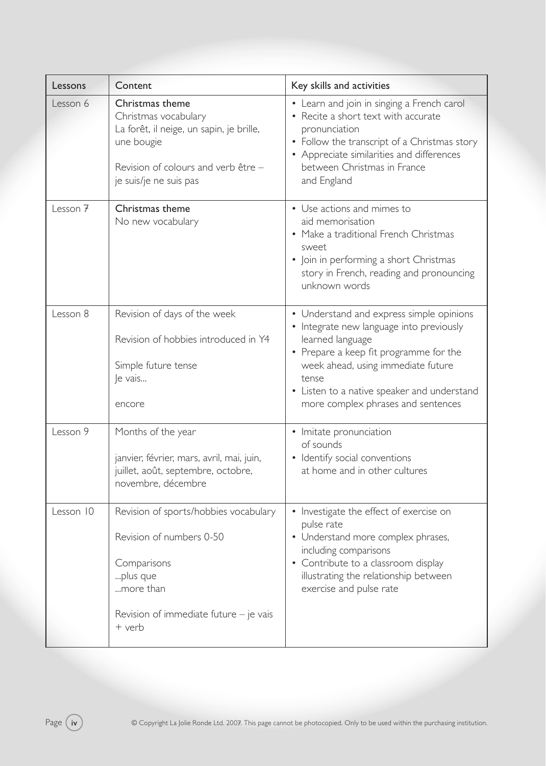| Lessons | Content | Key skills and activities |
| --- | --- | --- |
| Lesson 6 | Christmas theme<br>Christmas vocabulary<br>La forêt, il neige, un sapin, je brille, une bougie<br><br>Revision of colours and verb être – je suis/je ne suis pas | • Learn and join in singing a French carol<br>• Recite a short text with accurate pronunciation<br>• Follow the transcript of a Christmas story<br>• Appreciate similarities and differences between Christmas in France and England |
| Lesson 7 | Christmas theme<br>No new vocabulary | • Use actions and mimes to aid memorisation<br>• Make a traditional French Christmas sweet<br>• Join in performing a short Christmas story in French, reading and pronouncing unknown words |
| Lesson 8 | Revision of days of the week<br><br>Revision of hobbies introduced in Y4<br><br>Simple future tense<br>Je vais...<br><br>encore | • Understand and express simple opinions<br>• Integrate new language into previously learned language<br>• Prepare a keep fit programme for the week ahead, using immediate future tense<br>• Listen to a native speaker and understand more complex phrases and sentences |
| Lesson 9 | Months of the year<br><br>janvier, février, mars, avril, mai, juin, juillet, août, septembre, octobre, novembre, décembre | • Imitate pronunciation of sounds<br>• Identify social conventions at home and in other cultures |
| Lesson 10 | Revision of sports/hobbies vocabulary<br><br>Revision of numbers 0-50<br><br>Comparisons<br>...plus que<br>...more than<br><br>Revision of immediate future – je vais + verb | • Investigate the effect of exercise on pulse rate<br>• Understand more complex phrases, including comparisons<br>• Contribute to a classroom display illustrating the relationship between exercise and pulse rate |

© Copyright La Jolie Ronde Ltd. 2007. This page cannot be photocopied. Only to be used within the purchasing institution.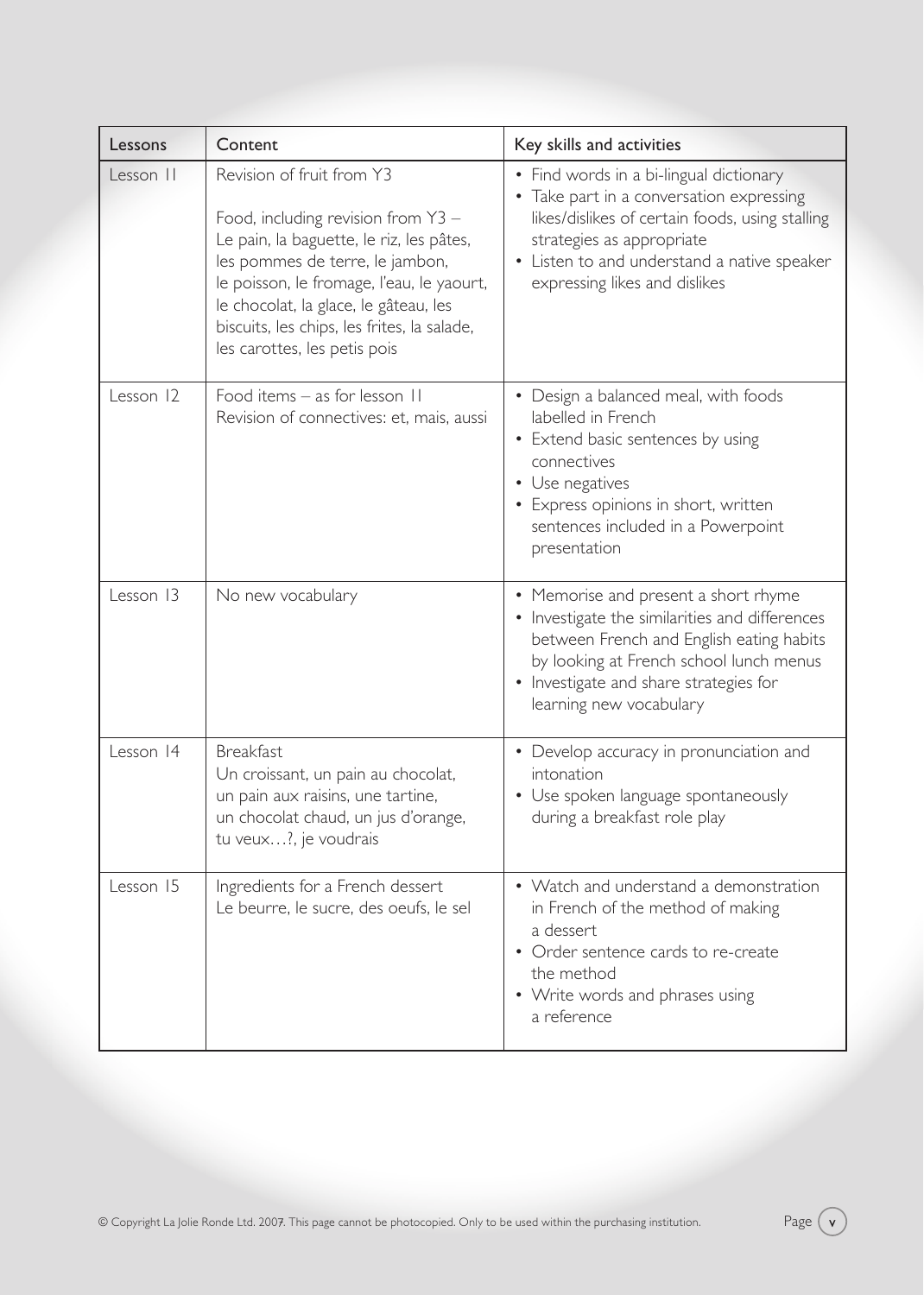| Lessons | Content | Key skills and activities |
|---|---|---|
| Lesson 11 | Revision of fruit from Y3<br><br>Food, including revision from Y3 – Le pain, la baguette, le riz, les pâtes, les pommes de terre, le jambon, le poisson, le fromage, l'eau, le yaourt, le chocolat, la glace, le gâteau, les biscuits, les chips, les frites, la salade, les carottes, les petis pois | • Find words in a bi-lingual dictionary<br>• Take part in a conversation expressing likes/dislikes of certain foods, using stalling strategies as appropriate<br>• Listen to and understand a native speaker expressing likes and dislikes |
| Lesson 12 | Food items – as for lesson 11<br>Revision of connectives: et, mais, aussi | • Design a balanced meal, with foods labelled in French<br>• Extend basic sentences by using connectives<br>• Use negatives<br>• Express opinions in short, written sentences included in a Powerpoint presentation |
| Lesson 13 | No new vocabulary | • Memorise and present a short rhyme<br>• Investigate the similarities and differences between French and English eating habits by looking at French school lunch menus<br>• Investigate and share strategies for learning new vocabulary |
| Lesson 14 | Breakfast<br>Un croissant, un pain au chocolat, un pain aux raisins, une tartine, un chocolat chaud, un jus d'orange, tu veux…?, je voudrais | • Develop accuracy in pronunciation and intonation<br>• Use spoken language spontaneously during a breakfast role play |
| Lesson 15 | Ingredients for a French dessert<br>Le beurre, le sucre, des oeufs, le sel | • Watch and understand a demonstration in French of the method of making a dessert<br>• Order sentence cards to re-create the method<br>• Write words and phrases using a reference |

© Copyright La Jolie Ronde Ltd. 2007. This page cannot be photocopied. Only to be used within the purchasing institution.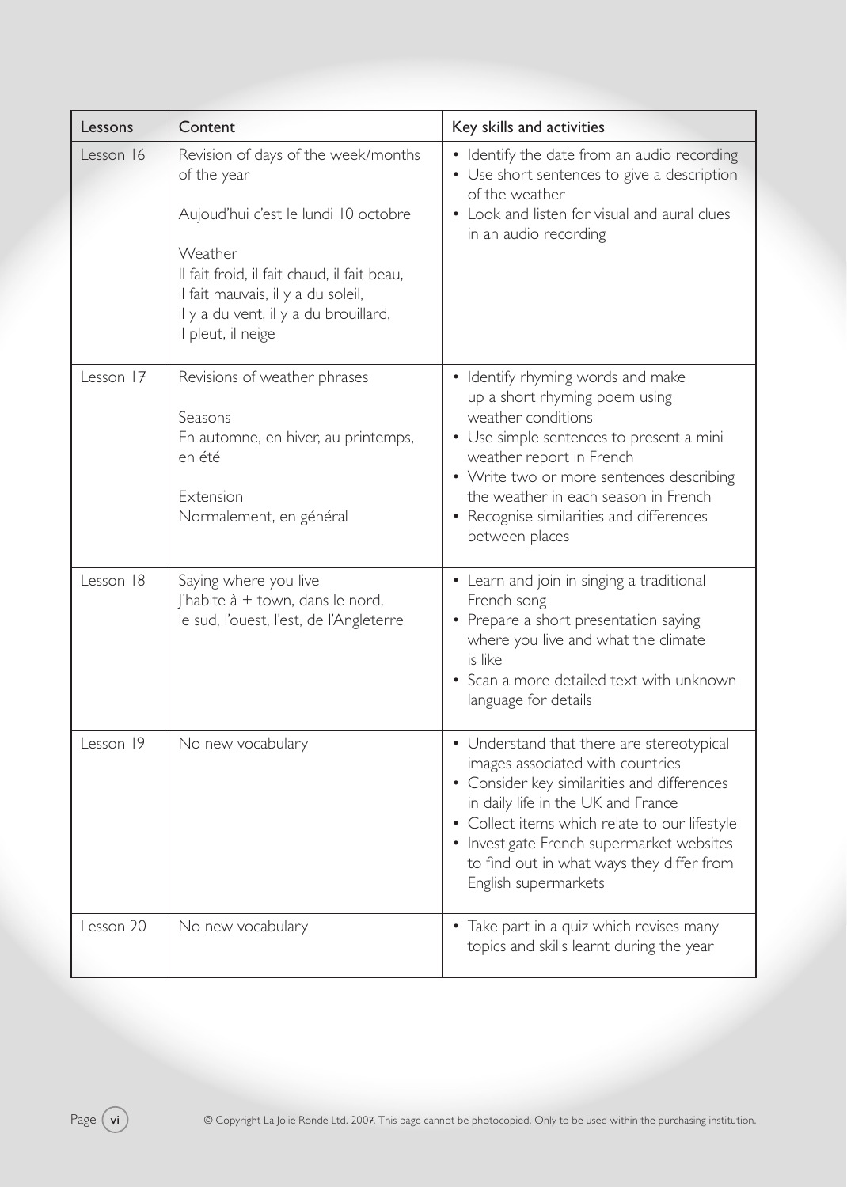| Lessons | Content | Key skills and activities |
| --- | --- | --- |
| Lesson 16 | Revision of days of the week/months of the year<br><br>Aujoud'hui c'est le lundi 10 octobre<br><br>Weather<br>Il fait froid, il fait chaud, il fait beau, il fait mauvais, il y a du soleil, il y a du vent, il y a du brouillard, il pleut, il neige | • Identify the date from an audio recording<br>• Use short sentences to give a description of the weather<br>• Look and listen for visual and aural clues in an audio recording |
| Lesson 17 | Revisions of weather phrases<br><br>Seasons<br>En automne, en hiver, au printemps, en été<br><br>Extension<br>Normalement, en général | • Identify rhyming words and make up a short rhyming poem using weather conditions<br>• Use simple sentences to present a mini weather report in French<br>• Write two or more sentences describing the weather in each season in French<br>• Recognise similarities and differences between places |
| Lesson 18 | Saying where you live<br>J'habite à + town, dans le nord, le sud, l'ouest, l'est, de l'Angleterre | • Learn and join in singing a traditional French song<br>• Prepare a short presentation saying where you live and what the climate is like<br>• Scan a more detailed text with unknown language for details |
| Lesson 19 | No new vocabulary | • Understand that there are stereotypical images associated with countries<br>• Consider key similarities and differences in daily life in the UK and France<br>• Collect items which relate to our lifestyle<br>• Investigate French supermarket websites to find out in what ways they differ from English supermarkets |
| Lesson 20 | No new vocabulary | • Take part in a quiz which revises many topics and skills learnt during the year |

© Copyright La Jolie Ronde Ltd. 2007. This page cannot be photocopied. Only to be used within the purchasing institution.